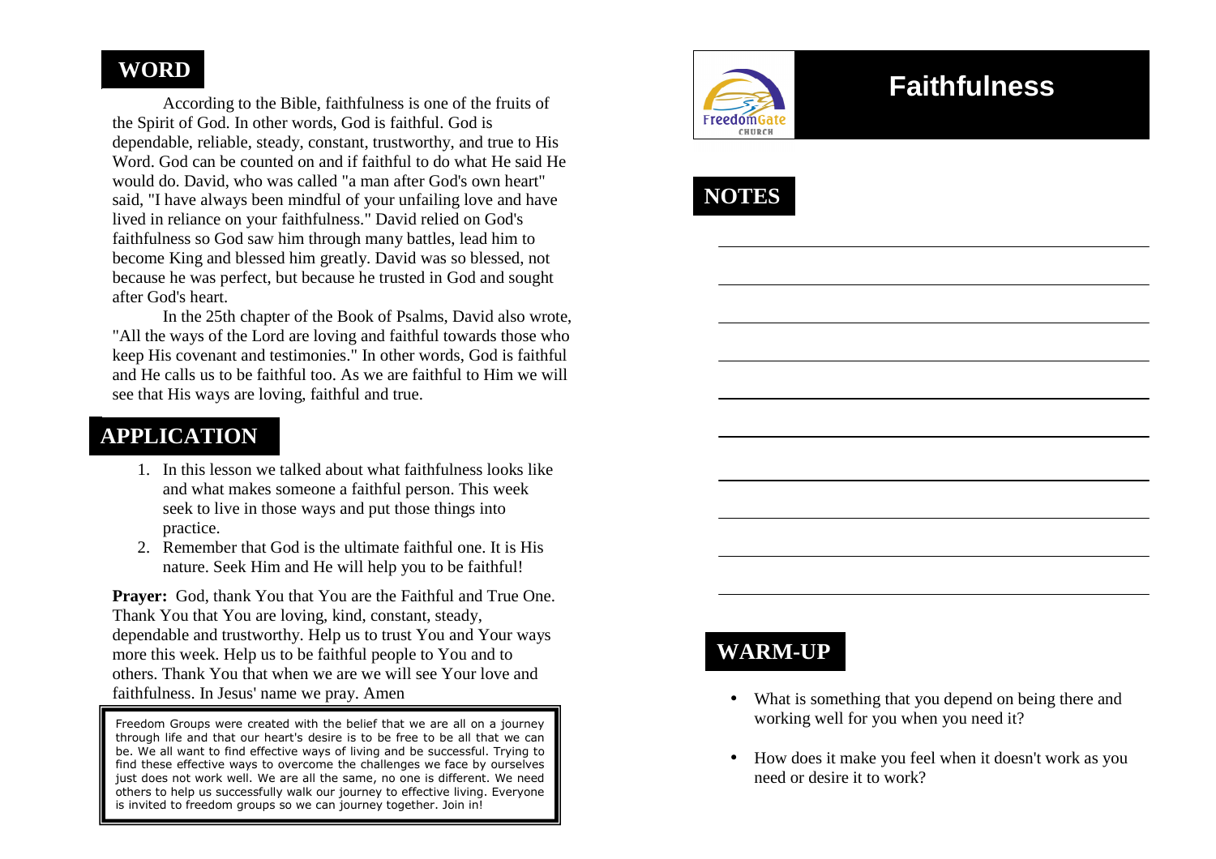## WORD

According to the Bible, faithfulness is one of the fruits of the Spirit of God. In other words, God is faithful. God is dependable, reliable, steady, constant, trustworthy, and true to His Word. God can be counted on and if faithful to do what He said He would do. David, who was called "a man after God's own heart" said, "I have always been mindful of your unfailing love and have lived in reliance on your faithfulness." David relied on God's faithfulness so God saw him through many battles, lead him to become King and blessed him greatly. David was so blessed, not because he was perfect, but because he trusted in God and sought after God's heart.

In the 25th chapter of the Book of Psalms, David also wrote, "All the ways of the Lord are loving and faithful towards those who keep His covenant and testimonies." In other words, God is faithful and He calls us to be faithful too. As we are faithful to Him we will see that His ways are loving, faithful and true.

## APPLICATION

1. In this lesson we talked about what faithfulness looks like and what makes someone a faithful person. This week seek to live in those ways and put those things into practice.
2. Remember that God is the ultimate faithful one. It is His nature. Seek Him and He will help you to be faithful!

**Prayer:** God, thank You that You are the Faithful and True One. Thank You that You are loving, kind, constant, steady, dependable and trustworthy. Help us to trust You and Your ways more this week. Help us to be faithful people to You and to others. Thank You that when we are we will see Your love and faithfulness. In Jesus' name we pray. Amen

> Freedom Groups were created with the belief that we are all on a journey through life and that our heart's desire is to be free to be all that we can be. We all want to find effective ways of living and be successful. Trying to find these effective ways to overcome the challenges we face by ourselves just does not work well. We are all the same, no one is different. We need others to help us successfully walk our journey to effective living. Everyone is invited to freedom groups so we can journey together. Join in!

FreedomGate CHURCH

# Faithfulness

## NOTES

_______________________________________

_______________________________________

_______________________________________

_______________________________________

_______________________________________

_______________________________________

_______________________________________

_______________________________________

_______________________________________

_______________________________________

## WARM-UP

- What is something that you depend on being there and working well for you when you need it?
- How does it make you feel when it doesn't work as you need or desire it to work?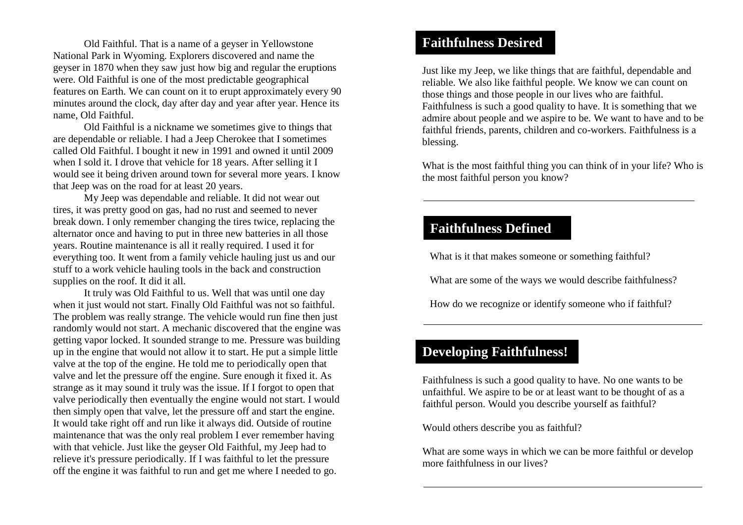Old Faithful. That is a name of a geyser in Yellowstone National Park in Wyoming. Explorers discovered and name the geyser in 1870 when they saw just how big and regular the eruptions were. Old Faithful is one of the most predictable geographical features on Earth. We can count on it to erupt approximately every 90 minutes around the clock, day after day and year after year. Hence its name, Old Faithful.

Old Faithful is a nickname we sometimes give to things that are dependable or reliable. I had a Jeep Cherokee that I sometimes called Old Faithful. I bought it new in 1991 and owned it until 2009 when I sold it. I drove that vehicle for 18 years. After selling it I would see it being driven around town for several more years. I know that Jeep was on the road for at least 20 years.

My Jeep was dependable and reliable. It did not wear out tires, it was pretty good on gas, had no rust and seemed to never break down. I only remember changing the tires twice, replacing the alternator once and having to put in three new batteries in all those years. Routine maintenance is all it really required. I used it for everything too. It went from a family vehicle hauling just us and our stuff to a work vehicle hauling tools in the back and construction supplies on the roof. It did it all.

It truly was Old Faithful to us. Well that was until one day when it just would not start. Finally Old Faithful was not so faithful. The problem was really strange. The vehicle would run fine then just randomly would not start. A mechanic discovered that the engine was getting vapor locked. It sounded strange to me. Pressure was building up in the engine that would not allow it to start. He put a simple little valve at the top of the engine. He told me to periodically open that valve and let the pressure off the engine. Sure enough it fixed it. As strange as it may sound it truly was the issue. If I forgot to open that valve periodically then eventually the engine would not start. I would then simply open that valve, let the pressure off and start the engine. It would take right off and run like it always did. Outside of routine maintenance that was the only real problem I ever remember having with that vehicle. Just like the geyser Old Faithful, my Jeep had to relieve it's pressure periodically. If I was faithful to let the pressure off the engine it was faithful to run and get me where I needed to go.

## Faithfulness Desired

Just like my Jeep, we like things that are faithful, dependable and reliable. We also like faithful people. We know we can count on those things and those people in our lives who are faithful. Faithfulness is such a good quality to have. It is something that we admire about people and we aspire to be. We want to have and to be faithful friends, parents, children and co-workers. Faithfulness is a blessing.

What is the most faithful thing you can think of in your life? Who is the most faithful person you know?

---

## Faithfulness Defined

What is it that makes someone or something faithful?

What are some of the ways we would describe faithfulness?

How do we recognize or identify someone who if faithful?

---

## Developing Faithfulness!

Faithfulness is such a good quality to have. No one wants to be unfaithful. We aspire to be or at least want to be thought of as a faithful person. Would you describe yourself as faithful?

Would others describe you as faithful?

What are some ways in which we can be more faithful or develop more faithfulness in our lives?

---